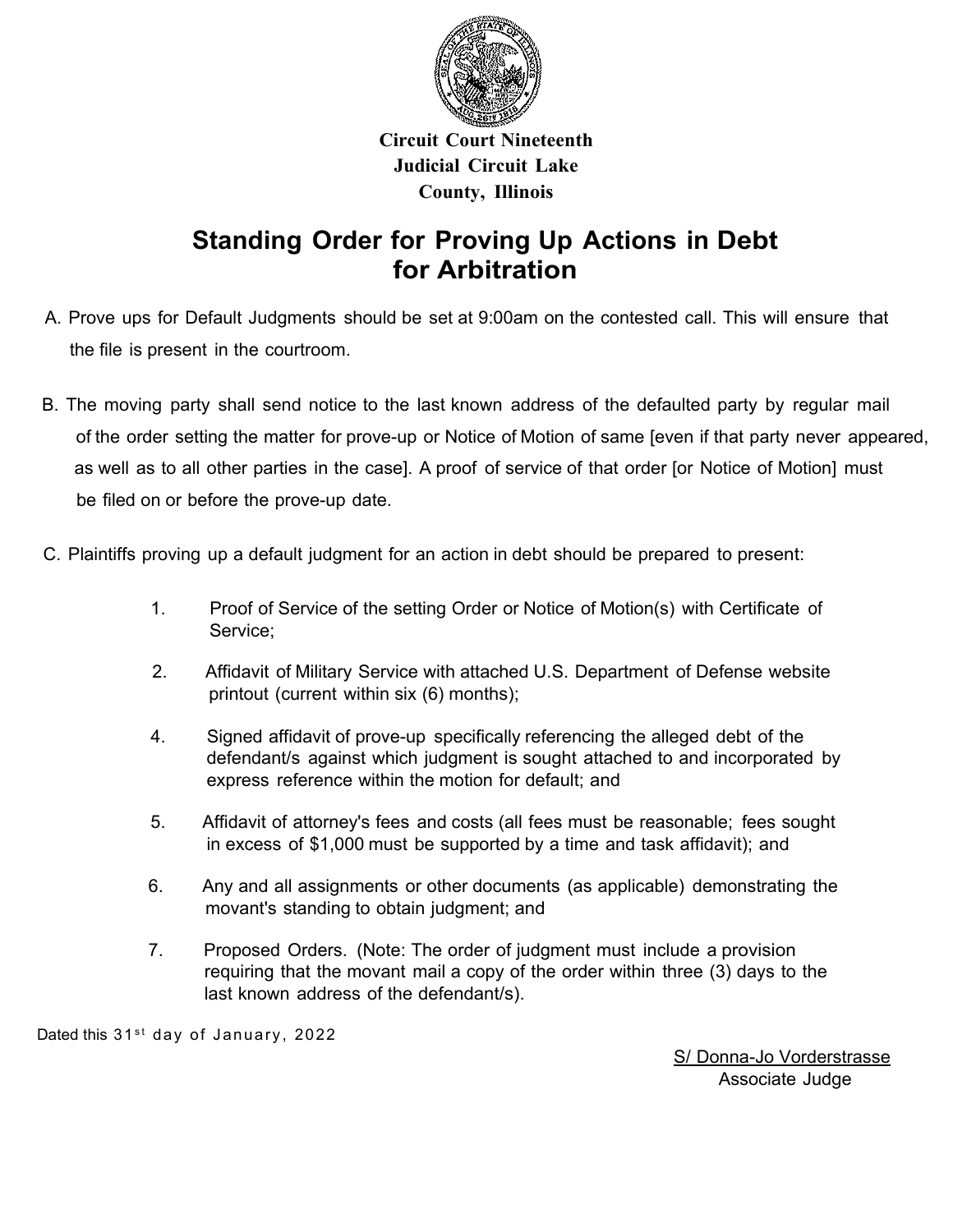**Circuit Court Nineteenth Judicial Circuit Lake County, Illinois**

# Standing Order for Proving Up Actions in Debt for Arbitration

A. Prove ups for Default Judgments should be set at 9:00am on the contested call. This will ensure that the file is present in the courtroom.

B. The moving party shall send notice to the last known address of the defaulted party by regular mail of the order setting the matter for prove-up or Notice of Motion of same [even if that party never appeared, as well as to all other parties in the case]. A proof of service of that order [or Notice of Motion] must be filed on or before the prove-up date.

C. Plaintiffs proving up a default judgment for an action in debt should be prepared to present:

1. Proof of Service of the setting Order or Notice of Motion(s) with Certificate of Service;

2. Affidavit of Military Service with attached U.S. Department of Defense website printout (current within six (6) months);

4. Signed affidavit of prove-up specifically referencing the alleged debt of the defendant/s against which judgment is sought attached to and incorporated by express reference within the motion for default; and

5. Affidavit of attorney's fees and costs (all fees must be reasonable; fees sought in excess of $1,000 must be supported by a time and task affidavit); and

6. Any and all assignments or other documents (as applicable) demonstrating the movant's standing to obtain judgment; and

7. Proposed Orders. (Note: The order of judgment must include a provision requiring that the movant mail a copy of the order within three (3) days to the last known address of the defendant/s).

Dated this 31st day of January, 2022

S/ Donna-Jo Vorderstrasse
Associate Judge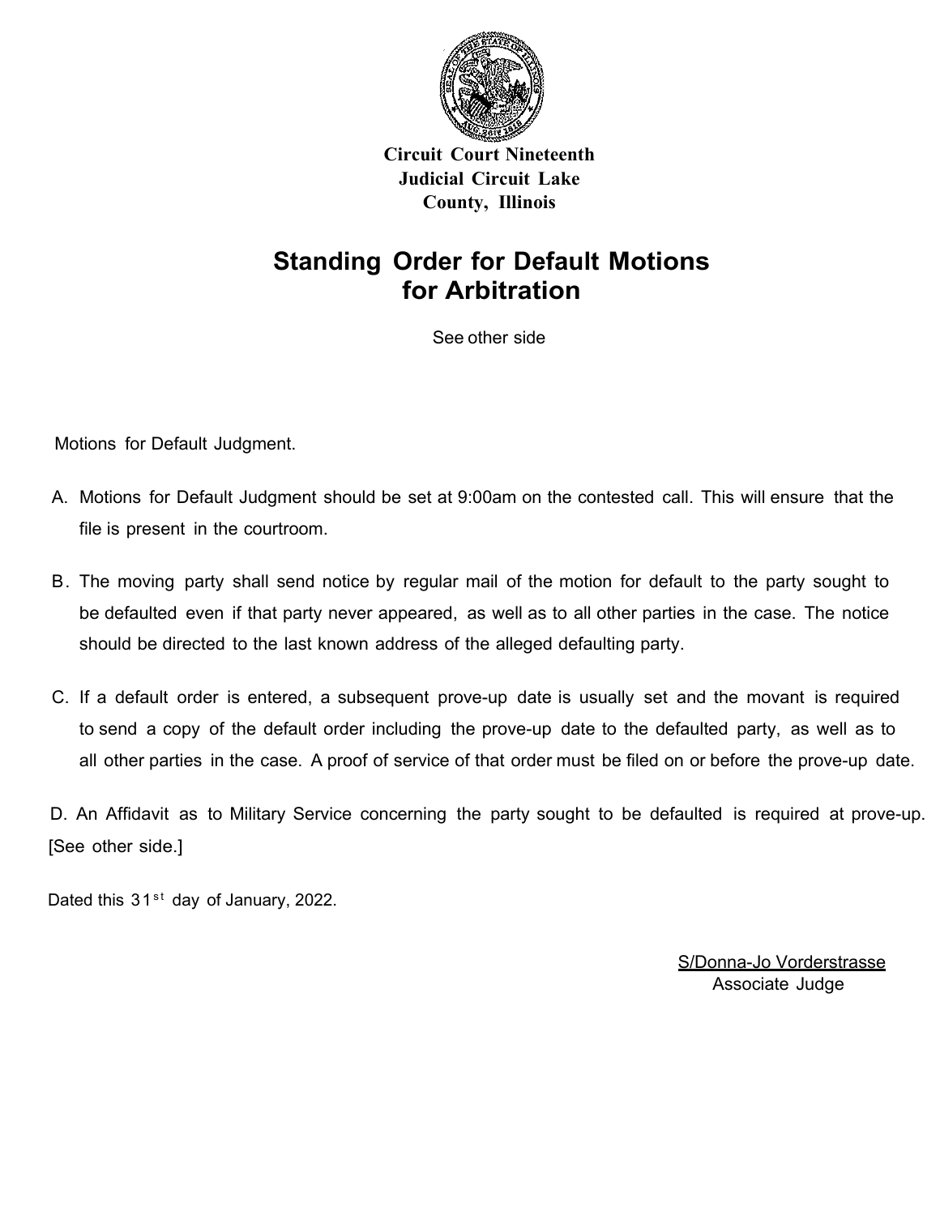**Circuit Court Nineteenth Judicial Circuit Lake County, Illinois**

# Standing Order for Default Motions for Arbitration

See other side

Motions for Default Judgment.

A. Motions for Default Judgment should be set at 9:00am on the contested call. This will ensure that the file is present in the courtroom.

B. The moving party shall send notice by regular mail of the motion for default to the party sought to be defaulted even if that party never appeared, as well as to all other parties in the case. The notice should be directed to the last known address of the alleged defaulting party.

C. If a default order is entered, a subsequent prove-up date is usually set and the movant is required to send a copy of the default order including the prove-up date to the defaulted party, as well as to all other parties in the case. A proof of service of that order must be filed on or before the prove-up date.

D. An Affidavit as to Military Service concerning the party sought to be defaulted is required at prove-up. [See other side.]

Dated this 31st day of January, 2022.

S/Donna-Jo Vorderstrasse
Associate Judge